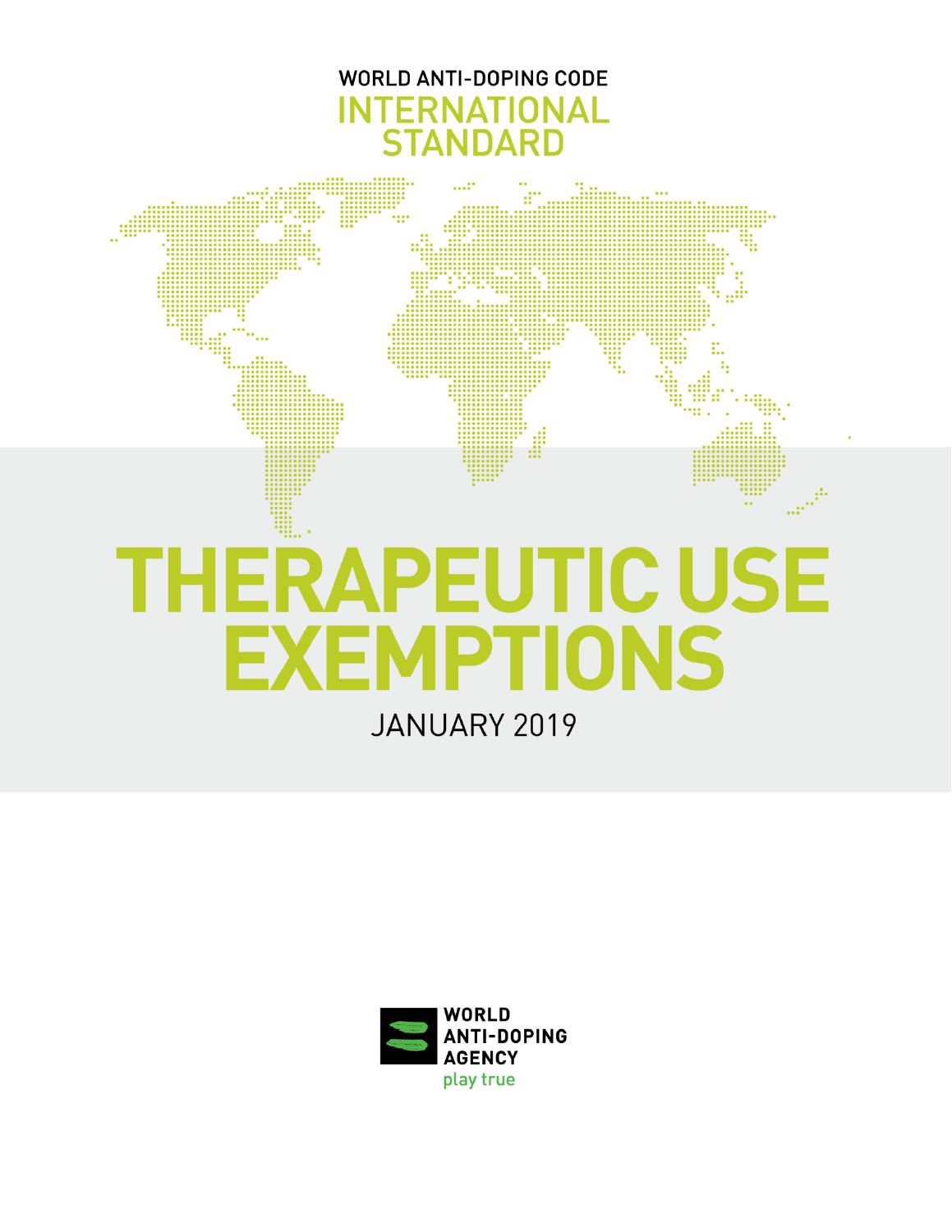WORLD ANTI-DOPING CODE

INTERNATIONAL STANDARD

# THERAPEUTIC USE EXEMPTIONS

JANUARY 2019

WORLD ANTI-DOPING AGENCY

play true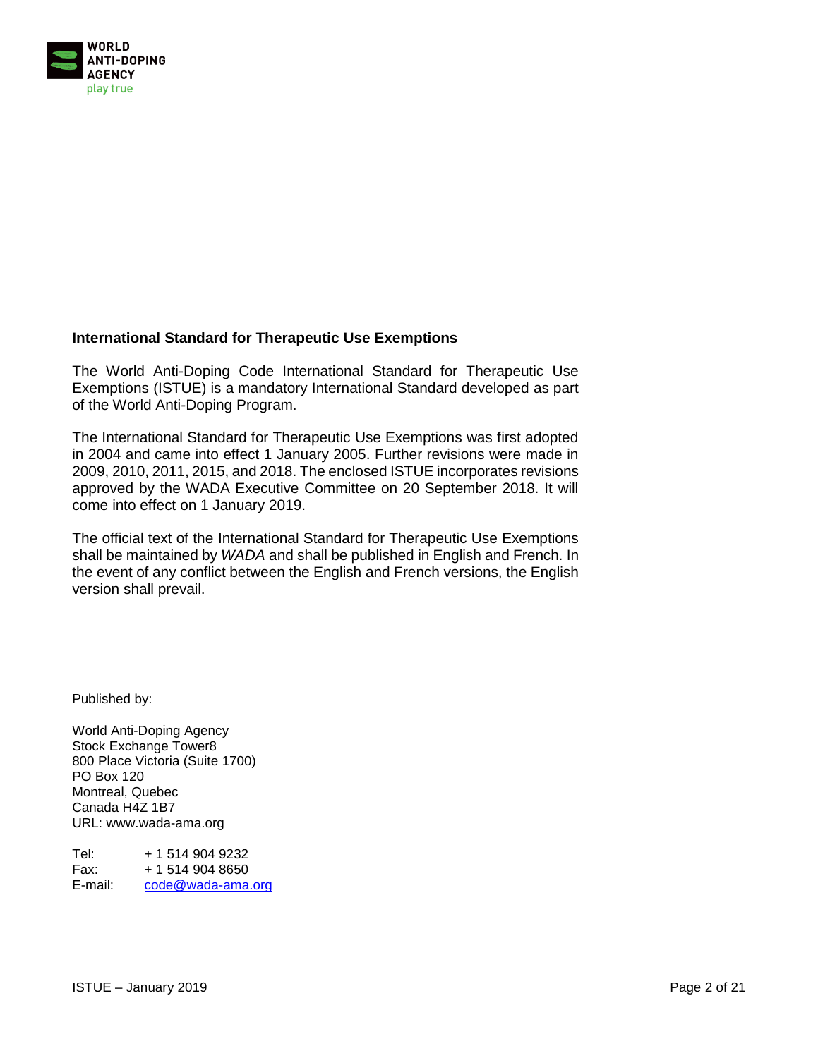**International Standard for Therapeutic Use Exemptions**

The World Anti-Doping Code International Standard for Therapeutic Use Exemptions (ISTUE) is a mandatory International Standard developed as part of the World Anti-Doping Program.

The International Standard for Therapeutic Use Exemptions was first adopted in 2004 and came into effect 1 January 2005. Further revisions were made in 2009, 2010, 2011, 2015, and 2018. The enclosed ISTUE incorporates revisions approved by the WADA Executive Committee on 20 September 2018. It will come into effect on 1 January 2019.

The official text of the International Standard for Therapeutic Use Exemptions shall be maintained by *WADA* and shall be published in English and French. In the event of any conflict between the English and French versions, the English version shall prevail.

Published by:

World Anti-Doping Agency
Stock Exchange Tower8
800 Place Victoria (Suite 1700)
PO Box 120
Montreal, Quebec
Canada H4Z 1B7
URL: www.wada-ama.org

Tel: + 1 514 904 9232
Fax: + 1 514 904 8650
E-mail: code@wada-ama.org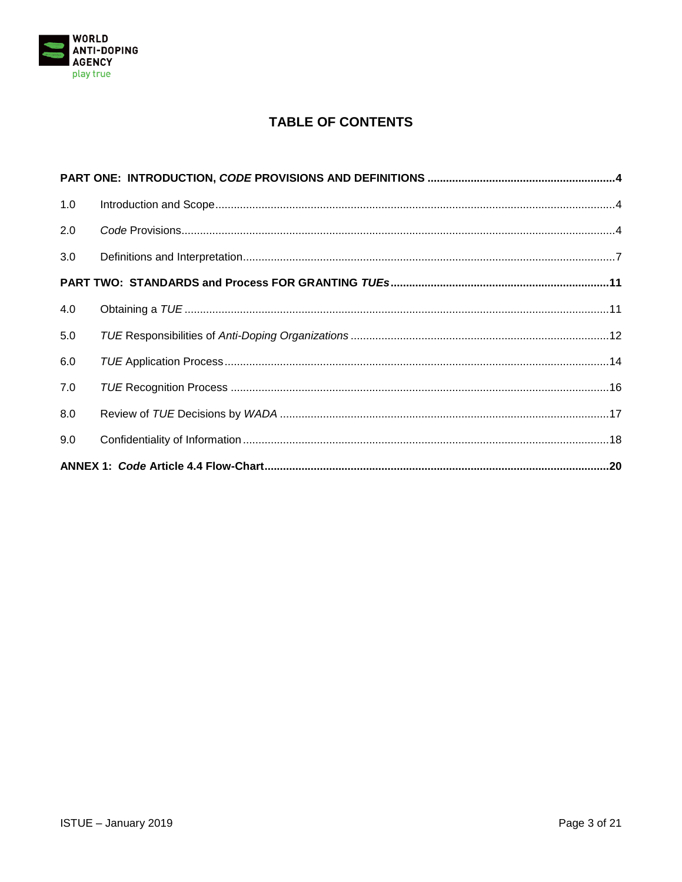# TABLE OF CONTENTS

**PART ONE: INTRODUCTION, *CODE* PROVISIONS AND DEFINITIONS** .......... **4**

1.0 Introduction and Scope .......... 4

2.0 *Code* Provisions .......... 4

3.0 Definitions and Interpretation .......... 7

**PART TWO: STANDARDS and Process FOR GRANTING *TUEs*** .......... **11**

4.0 Obtaining a *TUE* .......... 11

5.0 *TUE* Responsibilities of *Anti-Doping Organizations* .......... 12

6.0 *TUE* Application Process .......... 14

7.0 *TUE* Recognition Process .......... 16

8.0 Review of *TUE* Decisions by *WADA* .......... 17

9.0 Confidentiality of Information .......... 18

**ANNEX 1: *Code* Article 4.4 Flow-Chart** .......... **20**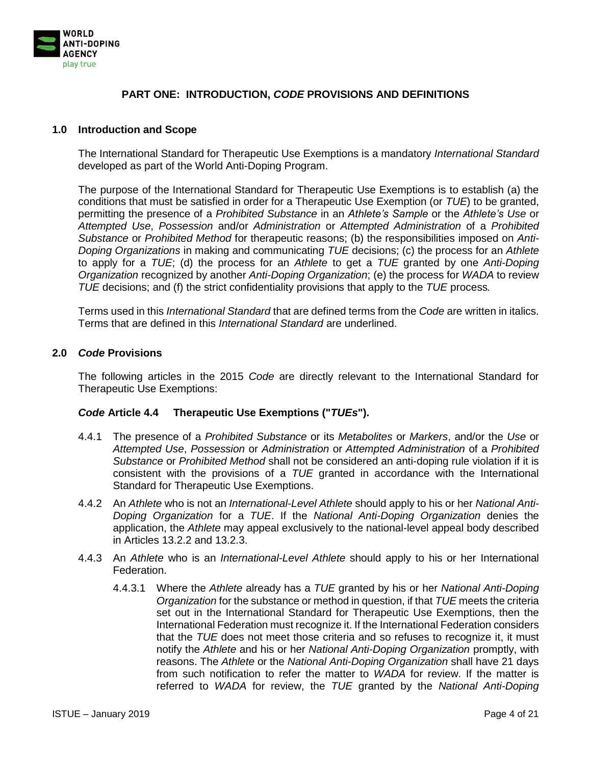## PART ONE: INTRODUCTION, *CODE* PROVISIONS AND DEFINITIONS

### 1.0 Introduction and Scope

The International Standard for Therapeutic Use Exemptions is a mandatory *International Standard* developed as part of the World Anti-Doping Program.

The purpose of the International Standard for Therapeutic Use Exemptions is to establish (a) the conditions that must be satisfied in order for a Therapeutic Use Exemption (or *TUE*) to be granted, permitting the presence of a *Prohibited Substance* in an *Athlete's Sample* or the *Athlete's Use* or *Attempted Use*, *Possession* and/or *Administration* or *Attempted Administration* of a *Prohibited Substance* or *Prohibited Method* for therapeutic reasons; (b) the responsibilities imposed on *Anti-Doping Organizations* in making and communicating *TUE* decisions; (c) the process for an *Athlete* to apply for a *TUE*; (d) the process for an *Athlete* to get a *TUE* granted by one *Anti-Doping Organization* recognized by another *Anti-Doping Organization*; (e) the process for *WADA* to review *TUE* decisions; and (f) the strict confidentiality provisions that apply to the *TUE* process*.*

Terms used in this *International Standard* that are defined terms from the *Code* are written in italics. Terms that are defined in this *International Standard* are underlined.

### 2.0 *Code* Provisions

The following articles in the 2015 *Code* are directly relevant to the International Standard for Therapeutic Use Exemptions:

#### *Code* Article 4.4 Therapeutic Use Exemptions ("*TUEs*").

4.4.1 The presence of a *Prohibited Substance* or its *Metabolites* or *Markers*, and/or the *Use* or *Attempted Use*, *Possession* or *Administration* or *Attempted Administration* of a *Prohibited Substance* or *Prohibited Method* shall not be considered an anti-doping rule violation if it is consistent with the provisions of a *TUE* granted in accordance with the International Standard for Therapeutic Use Exemptions.

4.4.2 An *Athlete* who is not an *International-Level Athlete* should apply to his or her *National Anti-Doping Organization* for a *TUE*. If the *National Anti-Doping Organization* denies the application, the *Athlete* may appeal exclusively to the national-level appeal body described in Articles 13.2.2 and 13.2.3.

4.4.3 An *Athlete* who is an *International-Level Athlete* should apply to his or her International Federation.

4.4.3.1 Where the *Athlete* already has a *TUE* granted by his or her *National Anti-Doping Organization* for the substance or method in question, if that *TUE* meets the criteria set out in the International Standard for Therapeutic Use Exemptions, then the International Federation must recognize it. If the International Federation considers that the *TUE* does not meet those criteria and so refuses to recognize it, it must notify the *Athlete* and his or her *National Anti-Doping Organization* promptly, with reasons. The *Athlete* or the *National Anti-Doping Organization* shall have 21 days from such notification to refer the matter to *WADA* for review. If the matter is referred to *WADA* for review, the *TUE* granted by the *National Anti-Doping*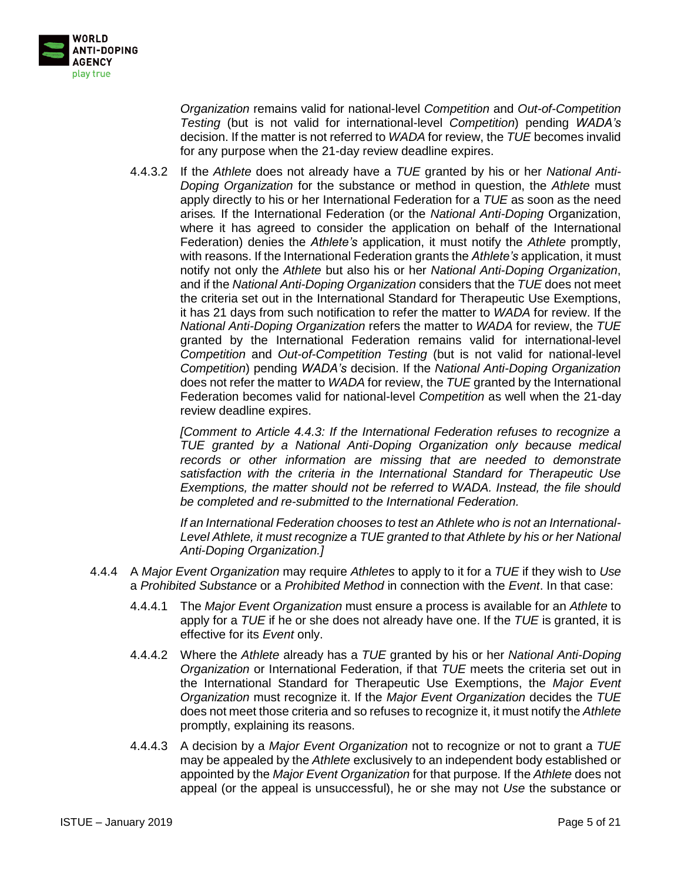*Organization* remains valid for national-level *Competition* and *Out-of-Competition Testing* (but is not valid for international-level *Competition*) pending *WADA's* decision. If the matter is not referred to *WADA* for review, the *TUE* becomes invalid for any purpose when the 21-day review deadline expires.

4.4.3.2 If the *Athlete* does not already have a *TUE* granted by his or her *National Anti-Doping Organization* for the substance or method in question, the *Athlete* must apply directly to his or her International Federation for a *TUE* as soon as the need arises*.* If the International Federation (or the *National Anti-Doping* Organization, where it has agreed to consider the application on behalf of the International Federation) denies the *Athlete's* application, it must notify the *Athlete* promptly, with reasons. If the International Federation grants the *Athlete's* application, it must notify not only the *Athlete* but also his or her *National Anti-Doping Organization*, and if the *National Anti-Doping Organization* considers that the *TUE* does not meet the criteria set out in the International Standard for Therapeutic Use Exemptions, it has 21 days from such notification to refer the matter to *WADA* for review. If the *National Anti-Doping Organization* refers the matter to *WADA* for review, the *TUE* granted by the International Federation remains valid for international-level *Competition* and *Out-of-Competition Testing* (but is not valid for national-level *Competition*) pending *WADA's* decision. If the *National Anti-Doping Organization* does not refer the matter to *WADA* for review, the *TUE* granted by the International Federation becomes valid for national-level *Competition* as well when the 21-day review deadline expires.

*[Comment to Article 4.4.3: If the International Federation refuses to recognize a TUE granted by a National Anti-Doping Organization only because medical records or other information are missing that are needed to demonstrate satisfaction with the criteria in the International Standard for Therapeutic Use Exemptions, the matter should not be referred to WADA. Instead, the file should be completed and re-submitted to the International Federation.*

*If an International Federation chooses to test an Athlete who is not an International-Level Athlete, it must recognize a TUE granted to that Athlete by his or her National Anti-Doping Organization.]*

4.4.4 A *Major Event Organization* may require *Athletes* to apply to it for a *TUE* if they wish to *Use* a *Prohibited Substance* or a *Prohibited Method* in connection with the *Event*. In that case:

4.4.4.1 The *Major Event Organization* must ensure a process is available for an *Athlete* to apply for a *TUE* if he or she does not already have one. If the *TUE* is granted, it is effective for its *Event* only.

4.4.4.2 Where the *Athlete* already has a *TUE* granted by his or her *National Anti-Doping Organization* or International Federation, if that *TUE* meets the criteria set out in the International Standard for Therapeutic Use Exemptions, the *Major Event Organization* must recognize it. If the *Major Event Organization* decides the *TUE* does not meet those criteria and so refuses to recognize it, it must notify the *Athlete* promptly, explaining its reasons.

4.4.4.3 A decision by a *Major Event Organization* not to recognize or not to grant a *TUE* may be appealed by the *Athlete* exclusively to an independent body established or appointed by the *Major Event Organization* for that purpose*.* If the *Athlete* does not appeal (or the appeal is unsuccessful), he or she may not *Use* the substance or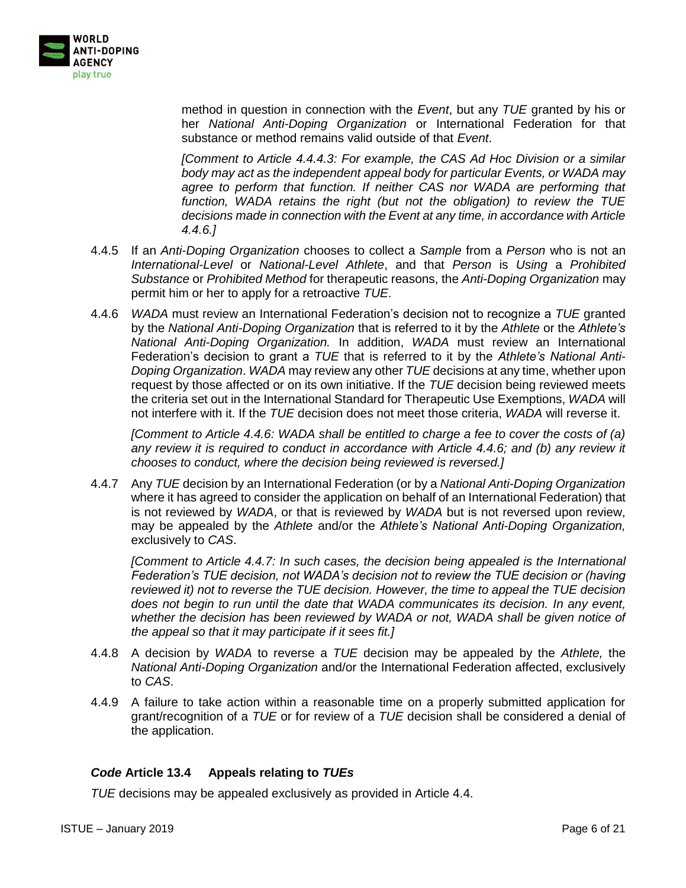method in question in connection with the *Event*, but any *TUE* granted by his or her *National Anti-Doping Organization* or International Federation for that substance or method remains valid outside of that *Event*.

*[Comment to Article 4.4.4.3: For example, the CAS Ad Hoc Division or a similar body may act as the independent appeal body for particular Events, or WADA may agree to perform that function. If neither CAS nor WADA are performing that function, WADA retains the right (but not the obligation) to review the TUE decisions made in connection with the Event at any time, in accordance with Article 4.4.6.]*

4.4.5 If an *Anti-Doping Organization* chooses to collect a *Sample* from a *Person* who is not an *International-Level* or *National-Level Athlete*, and that *Person* is *Using* a *Prohibited Substance* or *Prohibited Method* for therapeutic reasons, the *Anti-Doping Organization* may permit him or her to apply for a retroactive *TUE*.

4.4.6 *WADA* must review an International Federation's decision not to recognize a *TUE* granted by the *National Anti-Doping Organization* that is referred to it by the *Athlete* or the *Athlete's National Anti-Doping Organization.* In addition, *WADA* must review an International Federation's decision to grant a *TUE* that is referred to it by the *Athlete's National Anti-Doping Organization*. *WADA* may review any other *TUE* decisions at any time, whether upon request by those affected or on its own initiative. If the *TUE* decision being reviewed meets the criteria set out in the International Standard for Therapeutic Use Exemptions, *WADA* will not interfere with it. If the *TUE* decision does not meet those criteria, *WADA* will reverse it.

*[Comment to Article 4.4.6: WADA shall be entitled to charge a fee to cover the costs of (a) any review it is required to conduct in accordance with Article 4.4.6; and (b) any review it chooses to conduct, where the decision being reviewed is reversed.]*

4.4.7 Any *TUE* decision by an International Federation (or by a *National Anti-Doping Organization* where it has agreed to consider the application on behalf of an International Federation) that is not reviewed by *WADA*, or that is reviewed by *WADA* but is not reversed upon review, may be appealed by the *Athlete* and/or the *Athlete's National Anti-Doping Organization,* exclusively to *CAS*.

*[Comment to Article 4.4.7: In such cases, the decision being appealed is the International Federation's TUE decision, not WADA's decision not to review the TUE decision or (having reviewed it) not to reverse the TUE decision. However, the time to appeal the TUE decision does not begin to run until the date that WADA communicates its decision. In any event, whether the decision has been reviewed by WADA or not, WADA shall be given notice of the appeal so that it may participate if it sees fit.]*

4.4.8 A decision by *WADA* to reverse a *TUE* decision may be appealed by the *Athlete,* the *National Anti-Doping Organization* and/or the International Federation affected, exclusively to *CAS*.

4.4.9 A failure to take action within a reasonable time on a properly submitted application for grant/recognition of a *TUE* or for review of a *TUE* decision shall be considered a denial of the application.

### ***Code* Article 13.4 Appeals relating to *TUEs***

*TUE* decisions may be appealed exclusively as provided in Article 4.4.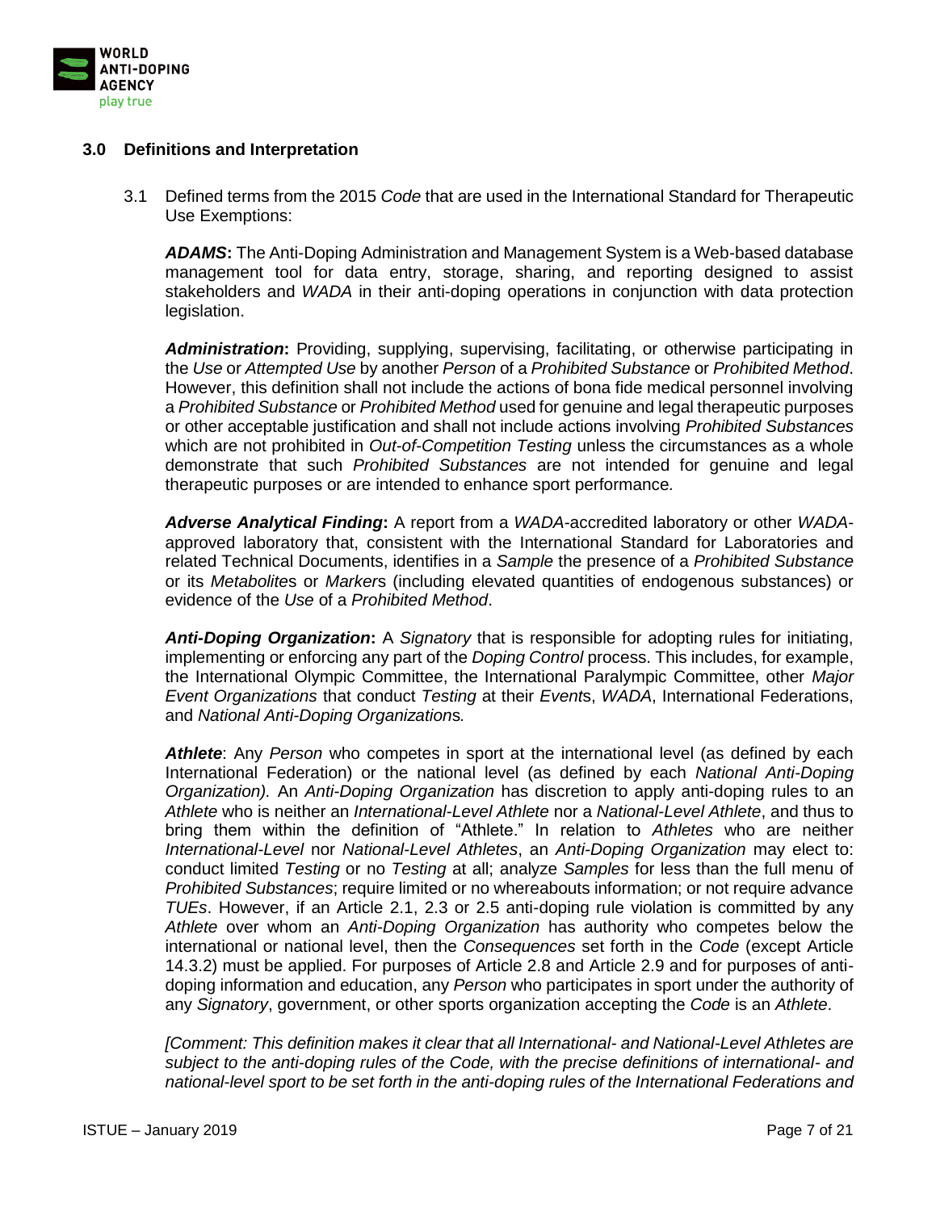## 3.0 Definitions and Interpretation

3.1 Defined terms from the 2015 *Code* that are used in the International Standard for Therapeutic Use Exemptions:

***ADAMS*:** The Anti-Doping Administration and Management System is a Web-based database management tool for data entry, storage, sharing, and reporting designed to assist stakeholders and *WADA* in their anti-doping operations in conjunction with data protection legislation.

***Administration*:** Providing, supplying, supervising, facilitating, or otherwise participating in the *Use* or *Attempted Use* by another *Person* of a *Prohibited Substance* or *Prohibited Method*. However, this definition shall not include the actions of bona fide medical personnel involving a *Prohibited Substance* or *Prohibited Method* used for genuine and legal therapeutic purposes or other acceptable justification and shall not include actions involving *Prohibited Substances* which are not prohibited in *Out-of-Competition Testing* unless the circumstances as a whole demonstrate that such *Prohibited Substances* are not intended for genuine and legal therapeutic purposes or are intended to enhance sport performance.

***Adverse Analytical Finding*:** A report from a *WADA*-accredited laboratory or other *WADA*-approved laboratory that, consistent with the International Standard for Laboratories and related Technical Documents, identifies in a *Sample* the presence of a *Prohibited Substance* or its *Metabolites* or *Markers* (including elevated quantities of endogenous substances) or evidence of the *Use* of a *Prohibited Method*.

***Anti-Doping Organization*:** A *Signatory* that is responsible for adopting rules for initiating, implementing or enforcing any part of the *Doping Control* process. This includes, for example, the International Olympic Committee, the International Paralympic Committee, other *Major Event Organizations* that conduct *Testing* at their *Events*, *WADA*, International Federations, and *National Anti-Doping Organizations.*

***Athlete***: Any *Person* who competes in sport at the international level (as defined by each International Federation) or the national level (as defined by each *National Anti-Doping Organization).* An *Anti-Doping Organization* has discretion to apply anti-doping rules to an *Athlete* who is neither an *International-Level Athlete* nor a *National-Level Athlete*, and thus to bring them within the definition of "Athlete." In relation to *Athletes* who are neither *International-Level* nor *National-Level Athletes*, an *Anti-Doping Organization* may elect to: conduct limited *Testing* or no *Testing* at all; analyze *Samples* for less than the full menu of *Prohibited Substances*; require limited or no whereabouts information; or not require advance *TUEs*. However, if an Article 2.1, 2.3 or 2.5 anti-doping rule violation is committed by any *Athlete* over whom an *Anti-Doping Organization* has authority who competes below the international or national level, then the *Consequences* set forth in the *Code* (except Article 14.3.2) must be applied. For purposes of Article 2.8 and Article 2.9 and for purposes of anti-doping information and education, any *Person* who participates in sport under the authority of any *Signatory*, government, or other sports organization accepting the *Code* is an *Athlete*.

*[Comment: This definition makes it clear that all International- and National-Level Athletes are subject to the anti-doping rules of the Code, with the precise definitions of international- and national-level sport to be set forth in the anti-doping rules of the International Federations and*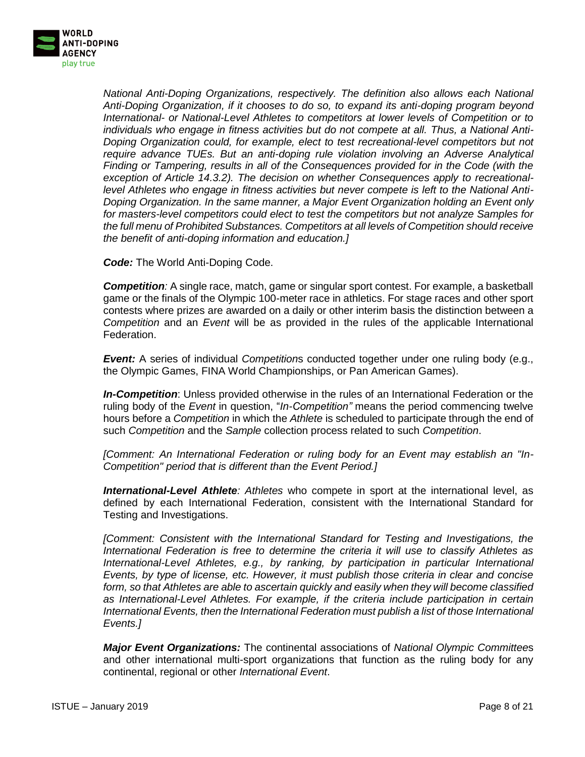*National Anti-Doping Organizations, respectively. The definition also allows each National Anti-Doping Organization, if it chooses to do so, to expand its anti-doping program beyond International- or National-Level Athletes to competitors at lower levels of Competition or to individuals who engage in fitness activities but do not compete at all. Thus, a National Anti-Doping Organization could, for example, elect to test recreational-level competitors but not require advance TUEs. But an anti-doping rule violation involving an Adverse Analytical Finding or Tampering, results in all of the Consequences provided for in the Code (with the exception of Article 14.3.2). The decision on whether Consequences apply to recreational-level Athletes who engage in fitness activities but never compete is left to the National Anti-Doping Organization. In the same manner, a Major Event Organization holding an Event only for masters-level competitors could elect to test the competitors but not analyze Samples for the full menu of Prohibited Substances. Competitors at all levels of Competition should receive the benefit of anti-doping information and education.]*

***Code:*** The World Anti-Doping Code.

***Competition:*** A single race, match, game or singular sport contest. For example, a basketball game or the finals of the Olympic 100-meter race in athletics. For stage races and other sport contests where prizes are awarded on a daily or other interim basis the distinction between a *Competition* and an *Event* will be as provided in the rules of the applicable International Federation.

***Event:*** A series of individual *Competition*s conducted together under one ruling body (e.g., the Olympic Games, FINA World Championships, or Pan American Games).

***In-Competition***: Unless provided otherwise in the rules of an International Federation or the ruling body of the *Event* in question, "*In-Competition"* means the period commencing twelve hours before a *Competition* in which the *Athlete* is scheduled to participate through the end of such *Competition* and the *Sample* collection process related to such *Competition*.

*[Comment: An International Federation or ruling body for an Event may establish an "In-Competition" period that is different than the Event Period.]*

***International-Level Athlete:*** *Athletes* who compete in sport at the international level, as defined by each International Federation, consistent with the International Standard for Testing and Investigations.

*[Comment: Consistent with the International Standard for Testing and Investigations, the International Federation is free to determine the criteria it will use to classify Athletes as International-Level Athletes, e.g., by ranking, by participation in particular International Events, by type of license, etc. However, it must publish those criteria in clear and concise form, so that Athletes are able to ascertain quickly and easily when they will become classified as International-Level Athletes. For example, if the criteria include participation in certain International Events, then the International Federation must publish a list of those International Events.]*

***Major Event Organizations:*** The continental associations of *National Olympic Committee*s and other international multi-sport organizations that function as the ruling body for any continental, regional or other *International Event*.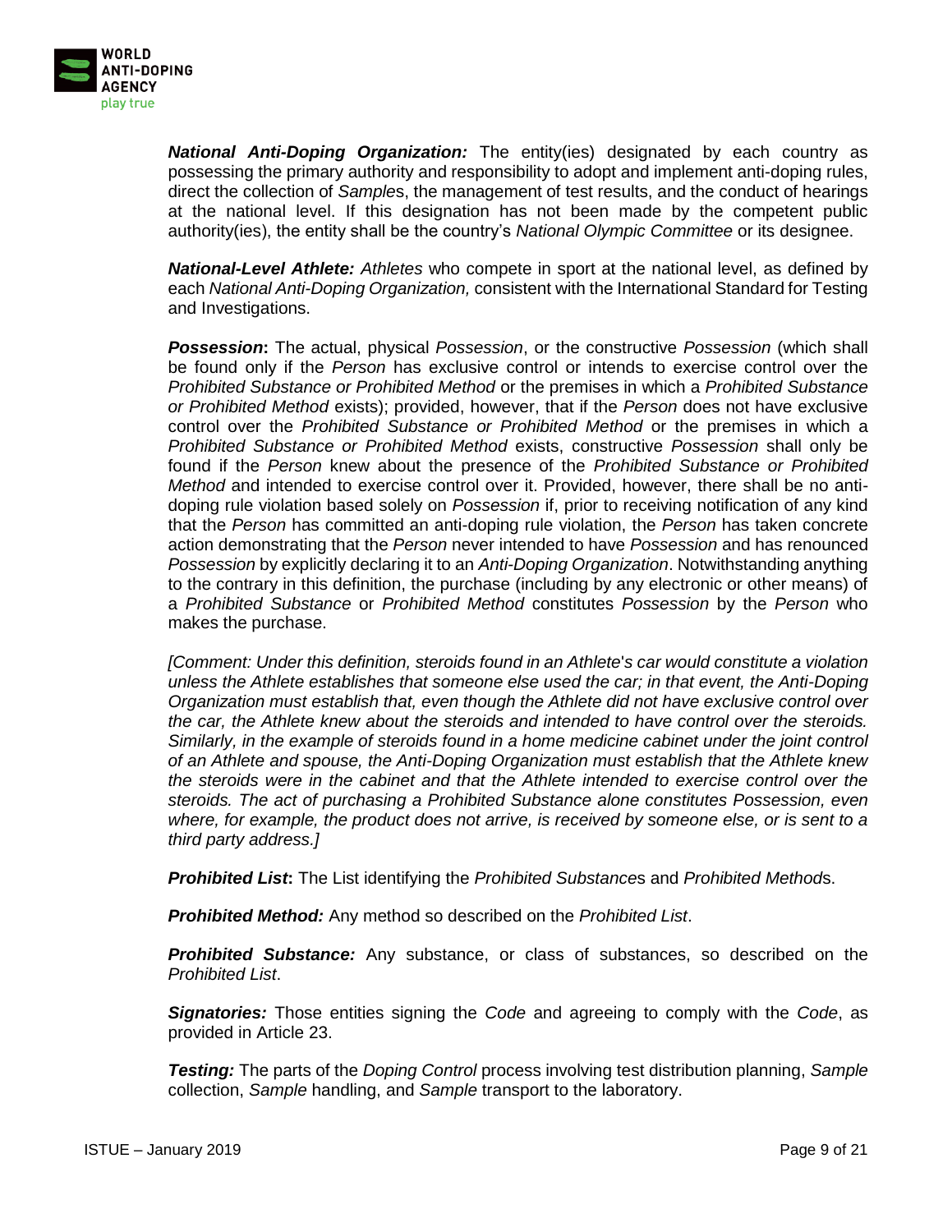***National Anti-Doping Organization:*** The entity(ies) designated by each country as possessing the primary authority and responsibility to adopt and implement anti-doping rules, direct the collection of *Sample*s, the management of test results, and the conduct of hearings at the national level. If this designation has not been made by the competent public authority(ies), the entity shall be the country's *National Olympic Committee* or its designee.

***National-Level Athlete:*** *Athletes* who compete in sport at the national level, as defined by each *National Anti-Doping Organization,* consistent with the International Standard for Testing and Investigations.

***Possession*:** The actual, physical *Possession*, or the constructive *Possession* (which shall be found only if the *Person* has exclusive control or intends to exercise control over the *Prohibited Substance or Prohibited Method* or the premises in which a *Prohibited Substance or Prohibited Method* exists); provided, however, that if the *Person* does not have exclusive control over the *Prohibited Substance or Prohibited Method* or the premises in which a *Prohibited Substance or Prohibited Method* exists, constructive *Possession* shall only be found if the *Person* knew about the presence of the *Prohibited Substance or Prohibited Method* and intended to exercise control over it. Provided, however, there shall be no anti-doping rule violation based solely on *Possession* if, prior to receiving notification of any kind that the *Person* has committed an anti-doping rule violation, the *Person* has taken concrete action demonstrating that the *Person* never intended to have *Possession* and has renounced *Possession* by explicitly declaring it to an *Anti-Doping Organization*. Notwithstanding anything to the contrary in this definition, the purchase (including by any electronic or other means) of a *Prohibited Substance* or *Prohibited Method* constitutes *Possession* by the *Person* who makes the purchase.

*[Comment: Under this definition, steroids found in an Athlete's car would constitute a violation unless the Athlete establishes that someone else used the car; in that event, the Anti-Doping Organization must establish that, even though the Athlete did not have exclusive control over the car, the Athlete knew about the steroids and intended to have control over the steroids. Similarly, in the example of steroids found in a home medicine cabinet under the joint control of an Athlete and spouse, the Anti-Doping Organization must establish that the Athlete knew the steroids were in the cabinet and that the Athlete intended to exercise control over the steroids. The act of purchasing a Prohibited Substance alone constitutes Possession, even where, for example, the product does not arrive, is received by someone else, or is sent to a third party address.]*

***Prohibited List*:** The List identifying the *Prohibited Substance*s and *Prohibited Method*s.

***Prohibited Method:*** Any method so described on the *Prohibited List*.

***Prohibited Substance:*** Any substance, or class of substances, so described on the *Prohibited List*.

***Signatories:*** Those entities signing the *Code* and agreeing to comply with the *Code*, as provided in Article 23.

***Testing:*** The parts of the *Doping Control* process involving test distribution planning, *Sample* collection, *Sample* handling, and *Sample* transport to the laboratory.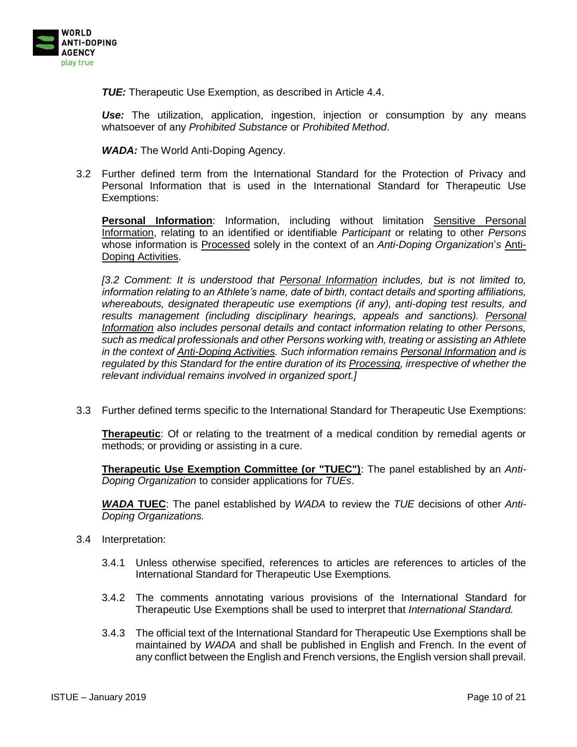***TUE:*** Therapeutic Use Exemption, as described in Article 4.4.

***Use:*** The utilization, application, ingestion, injection or consumption by any means whatsoever of any *Prohibited Substance* or *Prohibited Method*.

***WADA:*** The World Anti-Doping Agency.

3.2 Further defined term from the International Standard for the Protection of Privacy and Personal Information that is used in the International Standard for Therapeutic Use Exemptions:

**Personal Information**: Information, including without limitation Sensitive Personal Information, relating to an identified or identifiable *Participant* or relating to other *Persons* whose information is Processed solely in the context of an *Anti-Doping Organization*'s Anti-Doping Activities.

*[3.2 Comment: It is understood that Personal Information includes, but is not limited to, information relating to an Athlete's name, date of birth, contact details and sporting affiliations, whereabouts, designated therapeutic use exemptions (if any), anti-doping test results, and results management (including disciplinary hearings, appeals and sanctions). Personal Information also includes personal details and contact information relating to other Persons, such as medical professionals and other Persons working with, treating or assisting an Athlete in the context of Anti-Doping Activities. Such information remains Personal Information and is regulated by this Standard for the entire duration of its Processing, irrespective of whether the relevant individual remains involved in organized sport.]*

3.3 Further defined terms specific to the International Standard for Therapeutic Use Exemptions:

**Therapeutic**: Of or relating to the treatment of a medical condition by remedial agents or methods; or providing or assisting in a cure.

**Therapeutic Use Exemption Committee (or "TUEC")**: The panel established by an *Anti-Doping Organization* to consider applications for *TUEs*.

***WADA* TUEC**: The panel established by *WADA* to review the *TUE* decisions of other *Anti-Doping Organizations.*

3.4 Interpretation:

3.4.1 Unless otherwise specified, references to articles are references to articles of the International Standard for Therapeutic Use Exemptions*.*

3.4.2 The comments annotating various provisions of the International Standard for Therapeutic Use Exemptions shall be used to interpret that *International Standard.*

3.4.3 The official text of the International Standard for Therapeutic Use Exemptions shall be maintained by *WADA* and shall be published in English and French. In the event of any conflict between the English and French versions, the English version shall prevail.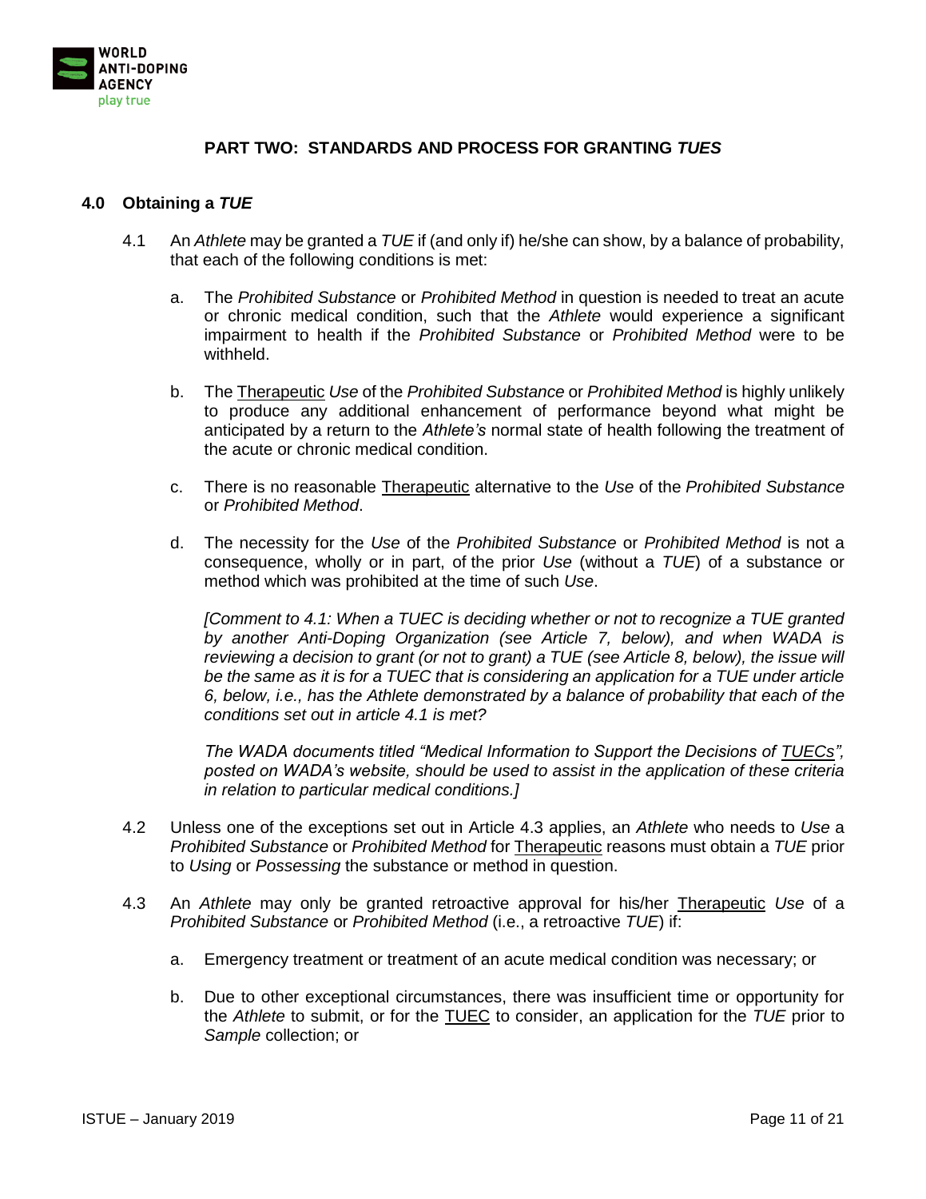# PART TWO: STANDARDS AND PROCESS FOR GRANTING *TUES*

## 4.0 Obtaining a *TUE*

4.1 An *Athlete* may be granted a *TUE* if (and only if) he/she can show, by a balance of probability, that each of the following conditions is met:

a. The *Prohibited Substance* or *Prohibited Method* in question is needed to treat an acute or chronic medical condition, such that the *Athlete* would experience a significant impairment to health if the *Prohibited Substance* or *Prohibited Method* were to be withheld.

b. The Therapeutic *Use* of the *Prohibited Substance* or *Prohibited Method* is highly unlikely to produce any additional enhancement of performance beyond what might be anticipated by a return to the *Athlete's* normal state of health following the treatment of the acute or chronic medical condition.

c. There is no reasonable Therapeutic alternative to the *Use* of the *Prohibited Substance* or *Prohibited Method*.

d. The necessity for the *Use* of the *Prohibited Substance* or *Prohibited Method* is not a consequence, wholly or in part, of the prior *Use* (without a *TUE*) of a substance or method which was prohibited at the time of such *Use*.

*[Comment to 4.1: When a TUEC is deciding whether or not to recognize a TUE granted by another Anti-Doping Organization (see Article 7, below), and when WADA is reviewing a decision to grant (or not to grant) a TUE (see Article 8, below), the issue will be the same as it is for a TUEC that is considering an application for a TUE under article 6, below, i.e., has the Athlete demonstrated by a balance of probability that each of the conditions set out in article 4.1 is met?*

*The WADA documents titled "Medical Information to Support the Decisions of TUECs", posted on WADA's website, should be used to assist in the application of these criteria in relation to particular medical conditions.]*

4.2 Unless one of the exceptions set out in Article 4.3 applies, an *Athlete* who needs to *Use* a *Prohibited Substance* or *Prohibited Method* for Therapeutic reasons must obtain a *TUE* prior to *Using* or *Possessing* the substance or method in question.

4.3 An *Athlete* may only be granted retroactive approval for his/her Therapeutic *Use* of a *Prohibited Substance* or *Prohibited Method* (i.e., a retroactive *TUE*) if:

a. Emergency treatment or treatment of an acute medical condition was necessary; or

b. Due to other exceptional circumstances, there was insufficient time or opportunity for the *Athlete* to submit, or for the TUEC to consider, an application for the *TUE* prior to *Sample* collection; or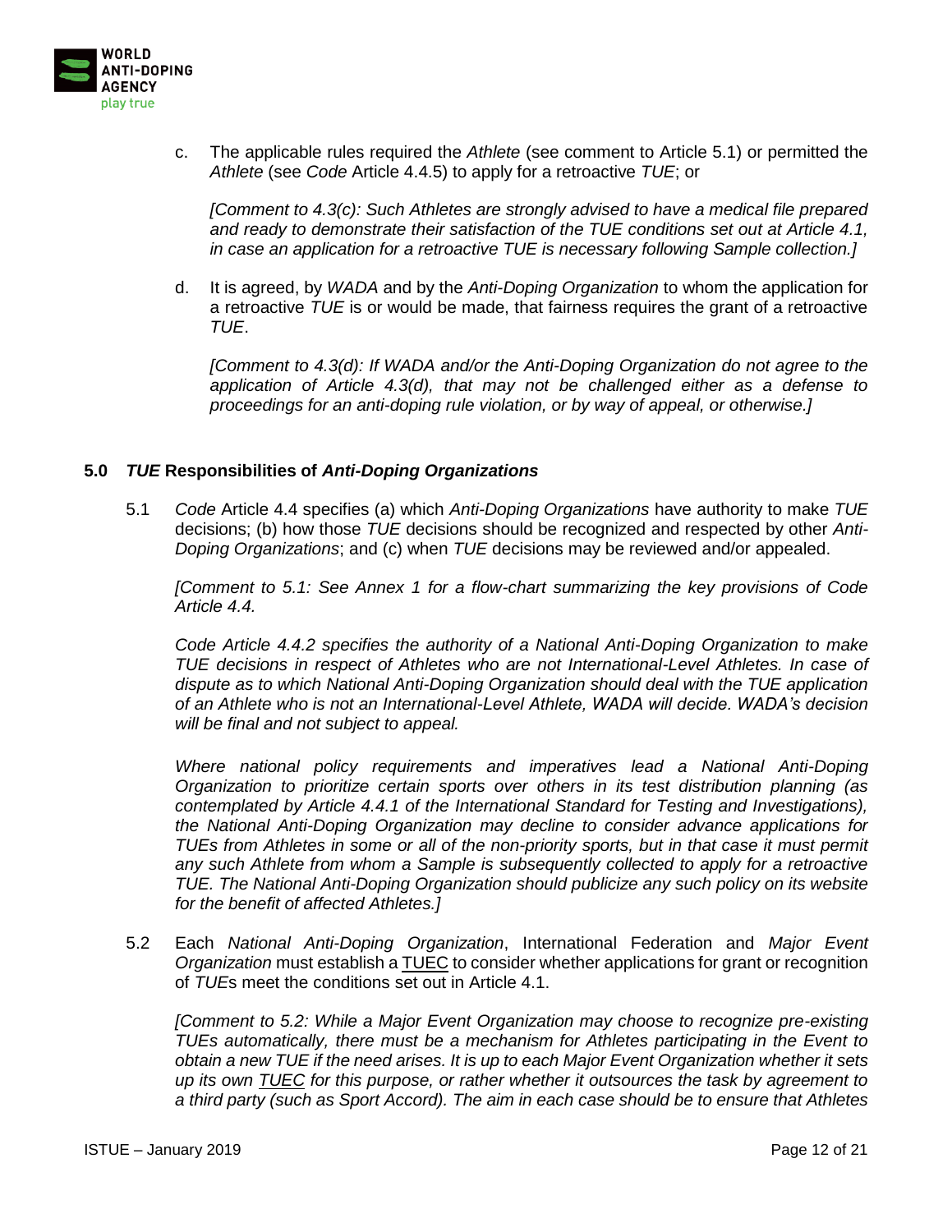c. The applicable rules required the *Athlete* (see comment to Article 5.1) or permitted the *Athlete* (see *Code* Article 4.4.5) to apply for a retroactive *TUE*; or

*[Comment to 4.3(c): Such Athletes are strongly advised to have a medical file prepared and ready to demonstrate their satisfaction of the TUE conditions set out at Article 4.1, in case an application for a retroactive TUE is necessary following Sample collection.]*

d. It is agreed, by *WADA* and by the *Anti-Doping Organization* to whom the application for a retroactive *TUE* is or would be made, that fairness requires the grant of a retroactive *TUE*.

*[Comment to 4.3(d): If WADA and/or the Anti-Doping Organization do not agree to the application of Article 4.3(d), that may not be challenged either as a defense to proceedings for an anti-doping rule violation, or by way of appeal, or otherwise.]*

## 5.0 *TUE* Responsibilities of *Anti-Doping Organizations*

5.1 *Code* Article 4.4 specifies (a) which *Anti-Doping Organizations* have authority to make *TUE* decisions; (b) how those *TUE* decisions should be recognized and respected by other *Anti-Doping Organizations*; and (c) when *TUE* decisions may be reviewed and/or appealed.

*[Comment to 5.1: See Annex 1 for a flow-chart summarizing the key provisions of Code Article 4.4.*

*Code Article 4.4.2 specifies the authority of a National Anti-Doping Organization to make TUE decisions in respect of Athletes who are not International-Level Athletes. In case of dispute as to which National Anti-Doping Organization should deal with the TUE application of an Athlete who is not an International-Level Athlete, WADA will decide. WADA's decision will be final and not subject to appeal.*

*Where national policy requirements and imperatives lead a National Anti-Doping Organization to prioritize certain sports over others in its test distribution planning (as contemplated by Article 4.4.1 of the International Standard for Testing and Investigations), the National Anti-Doping Organization may decline to consider advance applications for TUEs from Athletes in some or all of the non-priority sports, but in that case it must permit any such Athlete from whom a Sample is subsequently collected to apply for a retroactive TUE. The National Anti-Doping Organization should publicize any such policy on its website for the benefit of affected Athletes.]*

5.2 Each *National Anti-Doping Organization*, International Federation and *Major Event Organization* must establish a TUEC to consider whether applications for grant or recognition of *TUE*s meet the conditions set out in Article 4.1.

*[Comment to 5.2: While a Major Event Organization may choose to recognize pre-existing TUEs automatically, there must be a mechanism for Athletes participating in the Event to obtain a new TUE if the need arises. It is up to each Major Event Organization whether it sets up its own TUEC for this purpose, or rather whether it outsources the task by agreement to a third party (such as Sport Accord). The aim in each case should be to ensure that Athletes*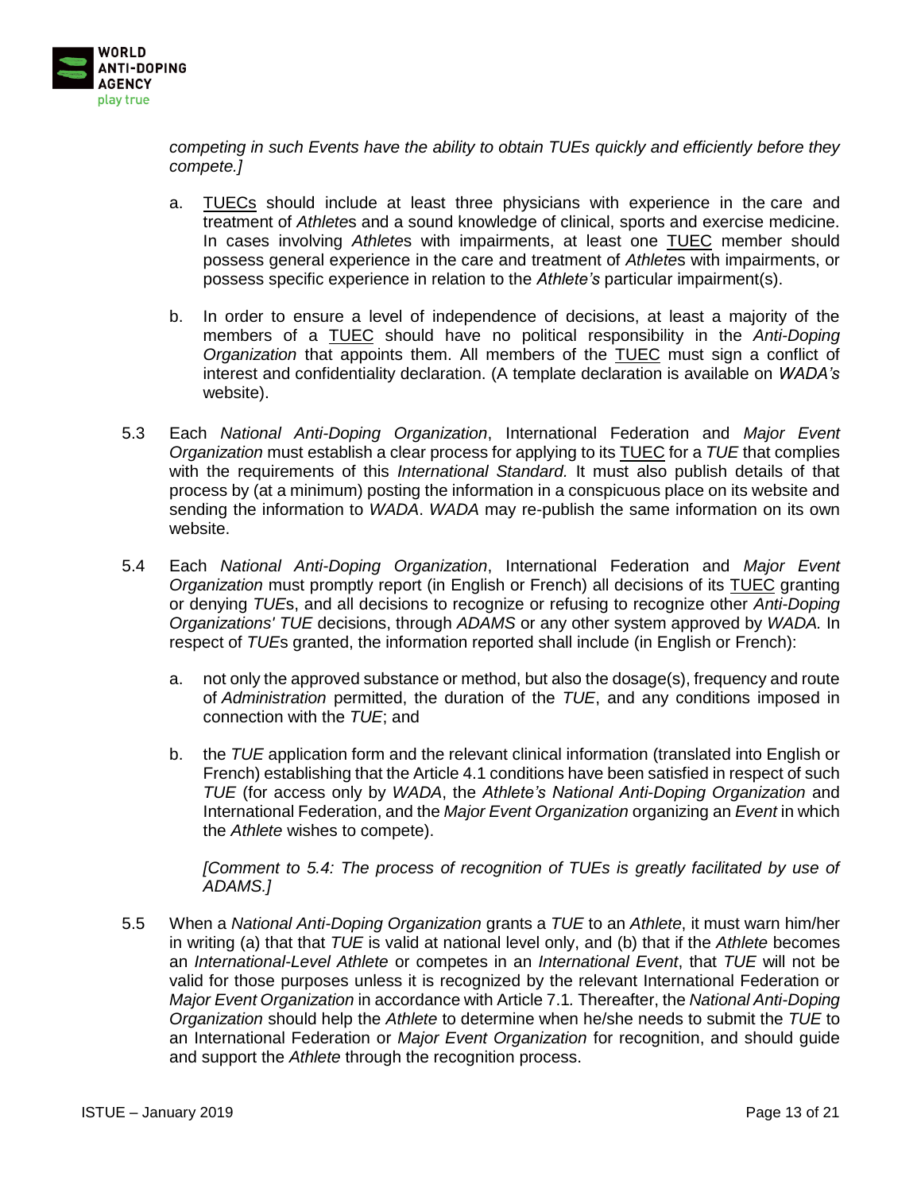*competing in such Events have the ability to obtain TUEs quickly and efficiently before they compete.]*

a. TUECs should include at least three physicians with experience in the care and treatment of *Athlete*s and a sound knowledge of clinical, sports and exercise medicine. In cases involving *Athlete*s with impairments, at least one TUEC member should possess general experience in the care and treatment of *Athlete*s with impairments, or possess specific experience in relation to the *Athlete's* particular impairment(s).

b. In order to ensure a level of independence of decisions, at least a majority of the members of a TUEC should have no political responsibility in the *Anti-Doping Organization* that appoints them. All members of the TUEC must sign a conflict of interest and confidentiality declaration. (A template declaration is available on *WADA's* website).

5.3 Each *National Anti-Doping Organization*, International Federation and *Major Event Organization* must establish a clear process for applying to its TUEC for a *TUE* that complies with the requirements of this *International Standard.* It must also publish details of that process by (at a minimum) posting the information in a conspicuous place on its website and sending the information to *WADA*. *WADA* may re-publish the same information on its own website.

5.4 Each *National Anti-Doping Organization*, International Federation and *Major Event Organization* must promptly report (in English or French) all decisions of its TUEC granting or denying *TUE*s, and all decisions to recognize or refusing to recognize other *Anti-Doping Organizations' TUE* decisions, through *ADAMS* or any other system approved by *WADA.* In respect of *TUE*s granted, the information reported shall include (in English or French):

a. not only the approved substance or method, but also the dosage(s), frequency and route of *Administration* permitted, the duration of the *TUE*, and any conditions imposed in connection with the *TUE*; and

b. the *TUE* application form and the relevant clinical information (translated into English or French) establishing that the Article 4.1 conditions have been satisfied in respect of such *TUE* (for access only by *WADA*, the *Athlete's National Anti-Doping Organization* and International Federation, and the *Major Event Organization* organizing an *Event* in which the *Athlete* wishes to compete).

*[Comment to 5.4: The process of recognition of TUEs is greatly facilitated by use of ADAMS.]*

5.5 When a *National Anti-Doping Organization* grants a *TUE* to an *Athlete*, it must warn him/her in writing (a) that that *TUE* is valid at national level only, and (b) that if the *Athlete* becomes an *International-Level Athlete* or competes in an *International Event*, that *TUE* will not be valid for those purposes unless it is recognized by the relevant International Federation or *Major Event Organization* in accordance with Article 7.1*.* Thereafter, the *National Anti-Doping Organization* should help the *Athlete* to determine when he/she needs to submit the *TUE* to an International Federation or *Major Event Organization* for recognition, and should guide and support the *Athlete* through the recognition process.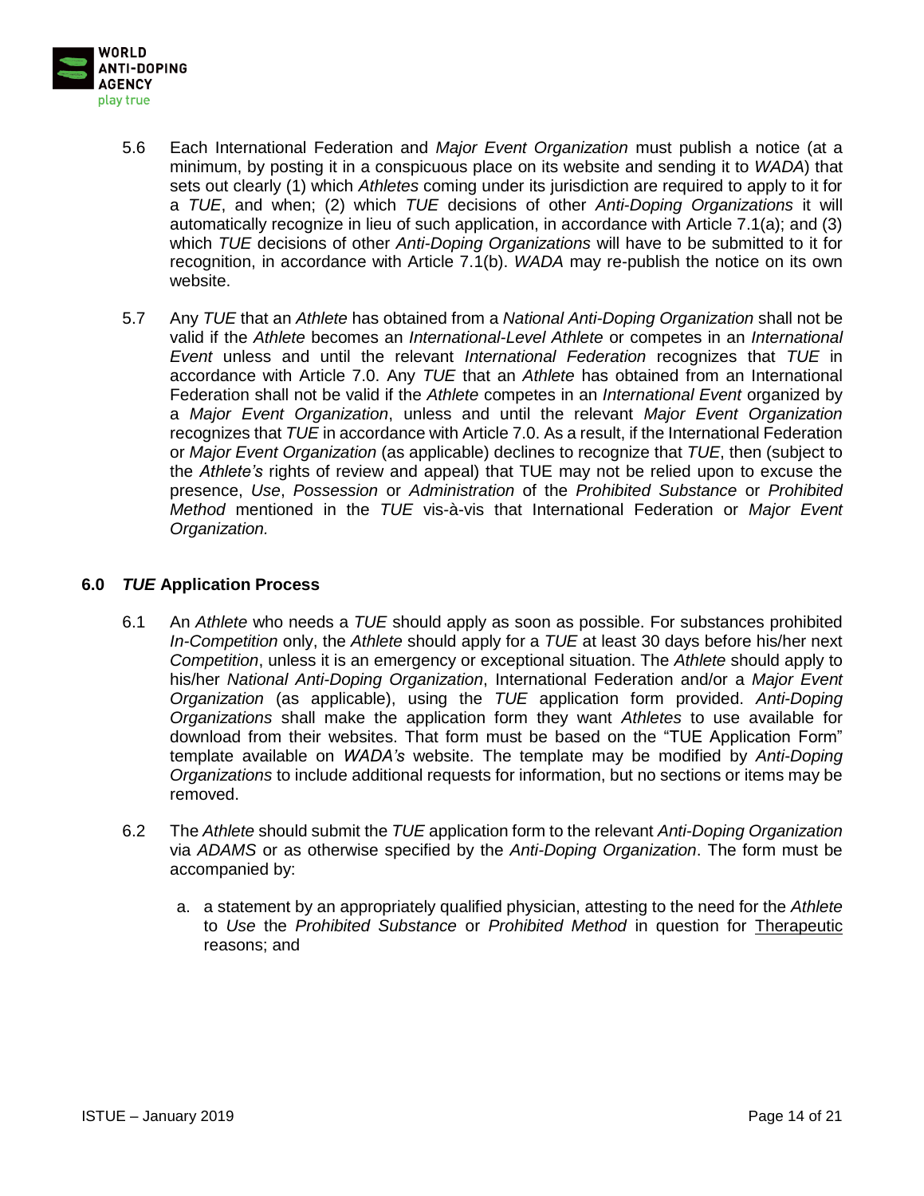5.6 Each International Federation and *Major Event Organization* must publish a notice (at a minimum, by posting it in a conspicuous place on its website and sending it to *WADA*) that sets out clearly (1) which *Athletes* coming under its jurisdiction are required to apply to it for a *TUE*, and when; (2) which *TUE* decisions of other *Anti-Doping Organizations* it will automatically recognize in lieu of such application, in accordance with Article 7.1(a); and (3) which *TUE* decisions of other *Anti-Doping Organizations* will have to be submitted to it for recognition, in accordance with Article 7.1(b). *WADA* may re-publish the notice on its own website.

5.7 Any *TUE* that an *Athlete* has obtained from a *National Anti-Doping Organization* shall not be valid if the *Athlete* becomes an *International-Level Athlete* or competes in an *International Event* unless and until the relevant *International Federation* recognizes that *TUE* in accordance with Article 7.0. Any *TUE* that an *Athlete* has obtained from an International Federation shall not be valid if the *Athlete* competes in an *International Event* organized by a *Major Event Organization*, unless and until the relevant *Major Event Organization* recognizes that *TUE* in accordance with Article 7.0. As a result, if the International Federation or *Major Event Organization* (as applicable) declines to recognize that *TUE*, then (subject to the *Athlete's* rights of review and appeal) that TUE may not be relied upon to excuse the presence, *Use*, *Possession* or *Administration* of the *Prohibited Substance* or *Prohibited Method* mentioned in the *TUE* vis-à-vis that International Federation or *Major Event Organization.*

## 6.0 *TUE* Application Process

6.1 An *Athlete* who needs a *TUE* should apply as soon as possible. For substances prohibited *In-Competition* only, the *Athlete* should apply for a *TUE* at least 30 days before his/her next *Competition*, unless it is an emergency or exceptional situation. The *Athlete* should apply to his/her *National Anti-Doping Organization*, International Federation and/or a *Major Event Organization* (as applicable), using the *TUE* application form provided. *Anti-Doping Organizations* shall make the application form they want *Athletes* to use available for download from their websites. That form must be based on the "TUE Application Form" template available on *WADA's* website. The template may be modified by *Anti-Doping Organizations* to include additional requests for information, but no sections or items may be removed.

6.2 The *Athlete* should submit the *TUE* application form to the relevant *Anti-Doping Organization* via *ADAMS* or as otherwise specified by the *Anti-Doping Organization*. The form must be accompanied by:

   a. a statement by an appropriately qualified physician, attesting to the need for the *Athlete* to *Use* the *Prohibited Substance* or *Prohibited Method* in question for Therapeutic reasons; and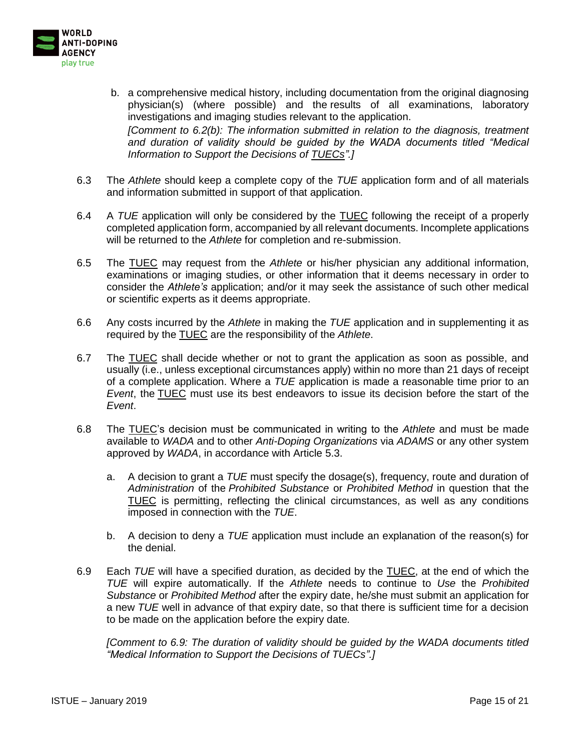b. a comprehensive medical history, including documentation from the original diagnosing physician(s) (where possible) and the results of all examinations, laboratory investigations and imaging studies relevant to the application.

   *[Comment to 6.2(b): The information submitted in relation to the diagnosis, treatment and duration of validity should be guided by the WADA documents titled "Medical Information to Support the Decisions of TUECs".]*

6.3 The *Athlete* should keep a complete copy of the *TUE* application form and of all materials and information submitted in support of that application.

6.4 A *TUE* application will only be considered by the TUEC following the receipt of a properly completed application form, accompanied by all relevant documents. Incomplete applications will be returned to the *Athlete* for completion and re-submission.

6.5 The TUEC may request from the *Athlete* or his/her physician any additional information, examinations or imaging studies, or other information that it deems necessary in order to consider the *Athlete's* application; and/or it may seek the assistance of such other medical or scientific experts as it deems appropriate.

6.6 Any costs incurred by the *Athlete* in making the *TUE* application and in supplementing it as required by the TUEC are the responsibility of the *Athlete*.

6.7 The TUEC shall decide whether or not to grant the application as soon as possible, and usually (i.e., unless exceptional circumstances apply) within no more than 21 days of receipt of a complete application. Where a *TUE* application is made a reasonable time prior to an *Event*, the TUEC must use its best endeavors to issue its decision before the start of the *Event*.

6.8 The TUEC's decision must be communicated in writing to the *Athlete* and must be made available to *WADA* and to other *Anti-Doping Organizations* via *ADAMS* or any other system approved by *WADA*, in accordance with Article 5.3.

   a. A decision to grant a *TUE* must specify the dosage(s), frequency, route and duration of *Administration* of the *Prohibited Substance* or *Prohibited Method* in question that the TUEC is permitting, reflecting the clinical circumstances, as well as any conditions imposed in connection with the *TUE*.

   b. A decision to deny a *TUE* application must include an explanation of the reason(s) for the denial.

6.9 Each *TUE* will have a specified duration, as decided by the TUEC, at the end of which the *TUE* will expire automatically. If the *Athlete* needs to continue to *Use* the *Prohibited Substance* or *Prohibited Method* after the expiry date, he/she must submit an application for a new *TUE* well in advance of that expiry date, so that there is sufficient time for a decision to be made on the application before the expiry date.

   *[Comment to 6.9: The duration of validity should be guided by the WADA documents titled "Medical Information to Support the Decisions of TUECs".]*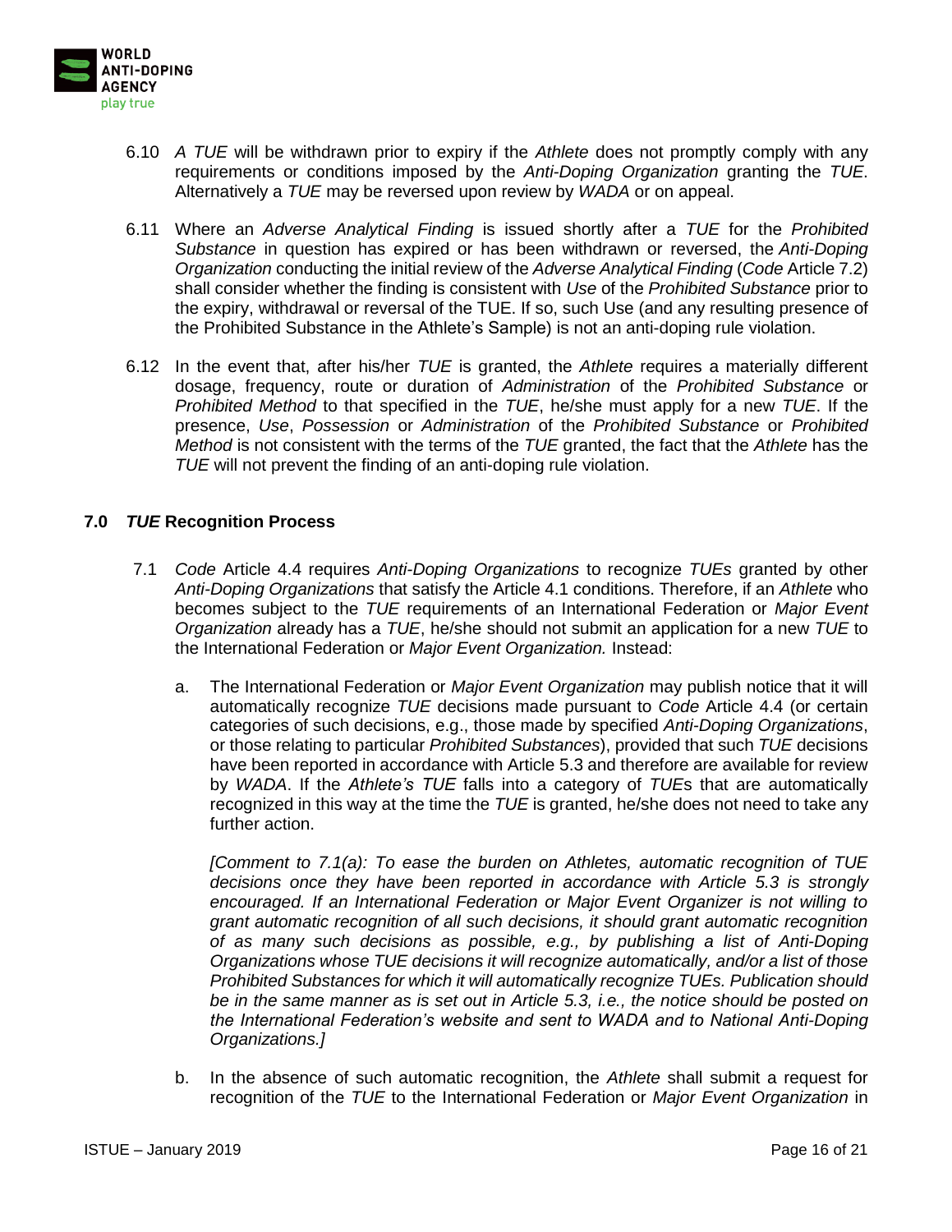6.10 *A TUE* will be withdrawn prior to expiry if the *Athlete* does not promptly comply with any requirements or conditions imposed by the *Anti-Doping Organization* granting the *TUE*. Alternatively a *TUE* may be reversed upon review by *WADA* or on appeal.

6.11 Where an *Adverse Analytical Finding* is issued shortly after a *TUE* for the *Prohibited Substance* in question has expired or has been withdrawn or reversed, the *Anti-Doping Organization* conducting the initial review of the *Adverse Analytical Finding* (*Code* Article 7.2) shall consider whether the finding is consistent with *Use* of the *Prohibited Substance* prior to the expiry, withdrawal or reversal of the TUE. If so, such Use (and any resulting presence of the Prohibited Substance in the Athlete's Sample) is not an anti-doping rule violation.

6.12 In the event that, after his/her *TUE* is granted, the *Athlete* requires a materially different dosage, frequency, route or duration of *Administration* of the *Prohibited Substance* or *Prohibited Method* to that specified in the *TUE*, he/she must apply for a new *TUE*. If the presence, *Use*, *Possession* or *Administration* of the *Prohibited Substance* or *Prohibited Method* is not consistent with the terms of the *TUE* granted, the fact that the *Athlete* has the *TUE* will not prevent the finding of an anti-doping rule violation.

## 7.0 *TUE* Recognition Process

7.1 *Code* Article 4.4 requires *Anti-Doping Organizations* to recognize *TUEs* granted by other *Anti-Doping Organizations* that satisfy the Article 4.1 conditions. Therefore, if an *Athlete* who becomes subject to the *TUE* requirements of an International Federation or *Major Event Organization* already has a *TUE*, he/she should not submit an application for a new *TUE* to the International Federation or *Major Event Organization.* Instead:

a. The International Federation or *Major Event Organization* may publish notice that it will automatically recognize *TUE* decisions made pursuant to *Code* Article 4.4 (or certain categories of such decisions, e.g., those made by specified *Anti-Doping Organizations*, or those relating to particular *Prohibited Substances*), provided that such *TUE* decisions have been reported in accordance with Article 5.3 and therefore are available for review by *WADA*. If the *Athlete's TUE* falls into a category of *TUE*s that are automatically recognized in this way at the time the *TUE* is granted, he/she does not need to take any further action.

*[Comment to 7.1(a): To ease the burden on Athletes, automatic recognition of TUE decisions once they have been reported in accordance with Article 5.3 is strongly encouraged. If an International Federation or Major Event Organizer is not willing to grant automatic recognition of all such decisions, it should grant automatic recognition of as many such decisions as possible, e.g., by publishing a list of Anti-Doping Organizations whose TUE decisions it will recognize automatically, and/or a list of those Prohibited Substances for which it will automatically recognize TUEs. Publication should be in the same manner as is set out in Article 5.3, i.e., the notice should be posted on the International Federation's website and sent to WADA and to National Anti-Doping Organizations.]*

b. In the absence of such automatic recognition, the *Athlete* shall submit a request for recognition of the *TUE* to the International Federation or *Major Event Organization* in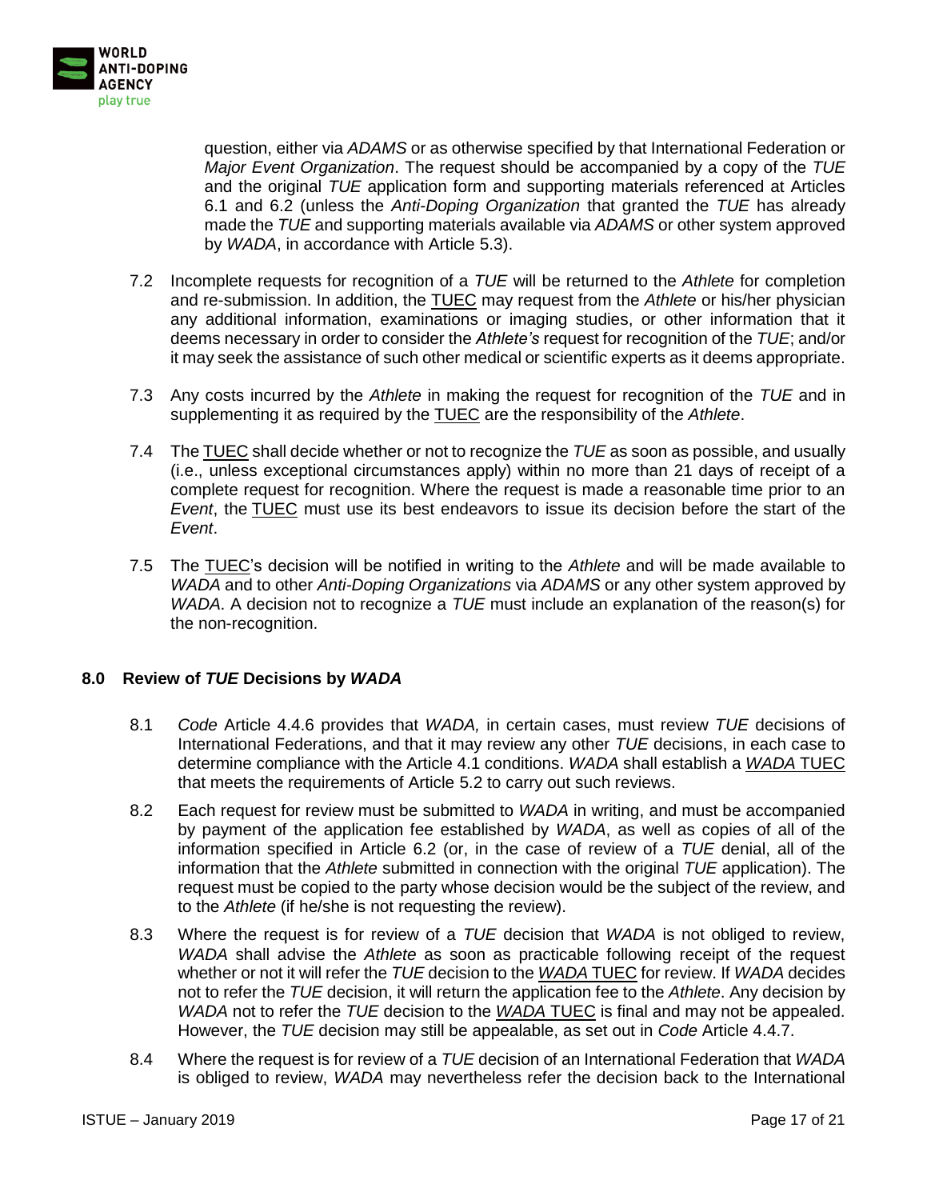question, either via *ADAMS* or as otherwise specified by that International Federation or *Major Event Organization*. The request should be accompanied by a copy of the *TUE* and the original *TUE* application form and supporting materials referenced at Articles 6.1 and 6.2 (unless the *Anti-Doping Organization* that granted the *TUE* has already made the *TUE* and supporting materials available via *ADAMS* or other system approved by *WADA*, in accordance with Article 5.3).

7.2 Incomplete requests for recognition of a *TUE* will be returned to the *Athlete* for completion and re-submission. In addition, the TUEC may request from the *Athlete* or his/her physician any additional information, examinations or imaging studies, or other information that it deems necessary in order to consider the *Athlete's* request for recognition of the *TUE*; and/or it may seek the assistance of such other medical or scientific experts as it deems appropriate.

7.3 Any costs incurred by the *Athlete* in making the request for recognition of the *TUE* and in supplementing it as required by the TUEC are the responsibility of the *Athlete*.

7.4 The TUEC shall decide whether or not to recognize the *TUE* as soon as possible, and usually (i.e., unless exceptional circumstances apply) within no more than 21 days of receipt of a complete request for recognition. Where the request is made a reasonable time prior to an *Event*, the TUEC must use its best endeavors to issue its decision before the start of the *Event*.

7.5 The TUEC's decision will be notified in writing to the *Athlete* and will be made available to *WADA* and to other *Anti-Doping Organizations* via *ADAMS* or any other system approved by *WADA*. A decision not to recognize a *TUE* must include an explanation of the reason(s) for the non-recognition.

## 8.0 Review of *TUE* Decisions by *WADA*

8.1 *Code* Article 4.4.6 provides that *WADA,* in certain cases, must review *TUE* decisions of International Federations, and that it may review any other *TUE* decisions, in each case to determine compliance with the Article 4.1 conditions. *WADA* shall establish a *WADA* TUEC that meets the requirements of Article 5.2 to carry out such reviews.

8.2 Each request for review must be submitted to *WADA* in writing, and must be accompanied by payment of the application fee established by *WADA*, as well as copies of all of the information specified in Article 6.2 (or, in the case of review of a *TUE* denial, all of the information that the *Athlete* submitted in connection with the original *TUE* application). The request must be copied to the party whose decision would be the subject of the review, and to the *Athlete* (if he/she is not requesting the review).

8.3 Where the request is for review of a *TUE* decision that *WADA* is not obliged to review, *WADA* shall advise the *Athlete* as soon as practicable following receipt of the request whether or not it will refer the *TUE* decision to the *WADA* TUEC for review. If *WADA* decides not to refer the *TUE* decision, it will return the application fee to the *Athlete*. Any decision by *WADA* not to refer the *TUE* decision to the *WADA* TUEC is final and may not be appealed. However, the *TUE* decision may still be appealable, as set out in *Code* Article 4.4.7.

8.4 Where the request is for review of a *TUE* decision of an International Federation that *WADA* is obliged to review, *WADA* may nevertheless refer the decision back to the International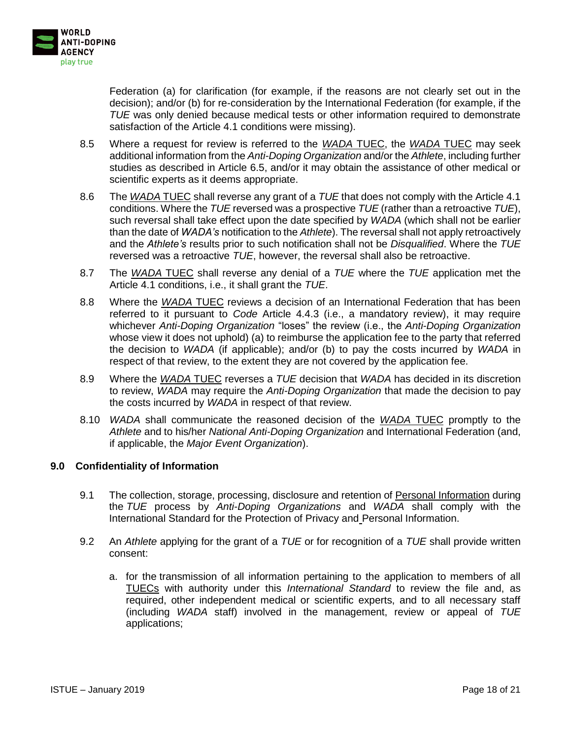Federation (a) for clarification (for example, if the reasons are not clearly set out in the decision); and/or (b) for re-consideration by the International Federation (for example, if the *TUE* was only denied because medical tests or other information required to demonstrate satisfaction of the Article 4.1 conditions were missing).

8.5 Where a request for review is referred to the *WADA* TUEC, the *WADA* TUEC may seek additional information from the *Anti-Doping Organization* and/or the *Athlete*, including further studies as described in Article 6.5, and/or it may obtain the assistance of other medical or scientific experts as it deems appropriate.

8.6 The *WADA* TUEC shall reverse any grant of a *TUE* that does not comply with the Article 4.1 conditions. Where the *TUE* reversed was a prospective *TUE* (rather than a retroactive *TUE*), such reversal shall take effect upon the date specified by *WADA* (which shall not be earlier than the date of *WADA's* notification to the *Athlete*). The reversal shall not apply retroactively and the *Athlete's* results prior to such notification shall not be *Disqualified*. Where the *TUE* reversed was a retroactive *TUE*, however, the reversal shall also be retroactive.

8.7 The *WADA* TUEC shall reverse any denial of a *TUE* where the *TUE* application met the Article 4.1 conditions, i.e., it shall grant the *TUE*.

8.8 Where the *WADA* TUEC reviews a decision of an International Federation that has been referred to it pursuant to *Code* Article 4.4.3 (i.e., a mandatory review), it may require whichever *Anti-Doping Organization* "loses" the review (i.e., the *Anti-Doping Organization* whose view it does not uphold) (a) to reimburse the application fee to the party that referred the decision to *WADA* (if applicable); and/or (b) to pay the costs incurred by *WADA* in respect of that review, to the extent they are not covered by the application fee.

8.9 Where the *WADA* TUEC reverses a *TUE* decision that *WADA* has decided in its discretion to review, *WADA* may require the *Anti-Doping Organization* that made the decision to pay the costs incurred by *WADA* in respect of that review.

8.10 *WADA* shall communicate the reasoned decision of the *WADA* TUEC promptly to the *Athlete* and to his/her *National Anti-Doping Organization* and International Federation (and, if applicable, the *Major Event Organization*).

## 9.0 Confidentiality of Information

9.1 The collection, storage, processing, disclosure and retention of Personal Information during the *TUE* process by *Anti-Doping Organizations* and *WADA* shall comply with the International Standard for the Protection of Privacy and Personal Information.

9.2 An *Athlete* applying for the grant of a *TUE* or for recognition of a *TUE* shall provide written consent:

a. for the transmission of all information pertaining to the application to members of all TUECs with authority under this *International Standard* to review the file and, as required, other independent medical or scientific experts, and to all necessary staff (including *WADA* staff) involved in the management, review or appeal of *TUE* applications;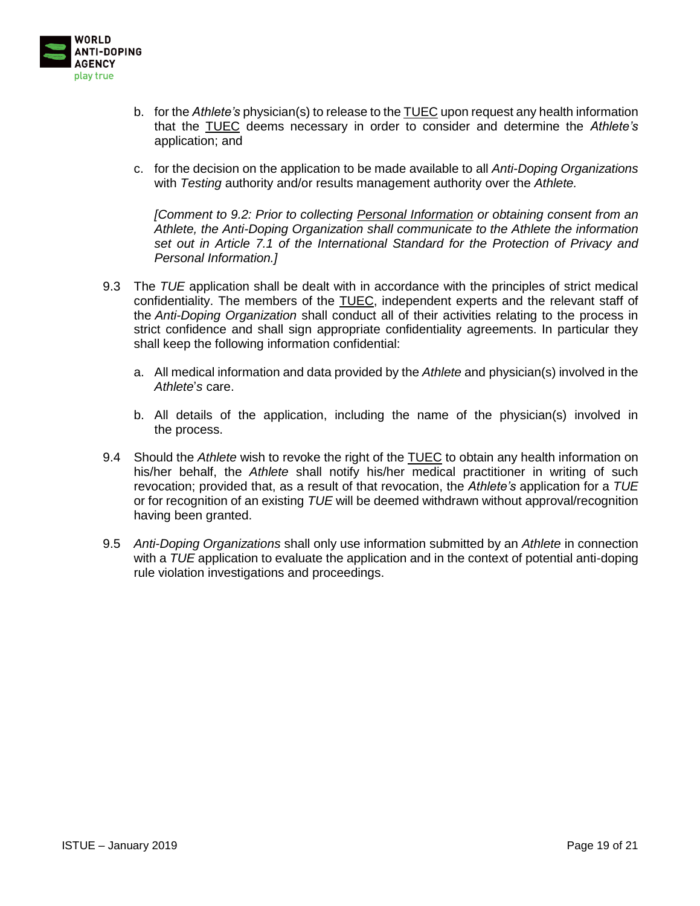b. for the *Athlete's* physician(s) to release to the TUEC upon request any health information that the TUEC deems necessary in order to consider and determine the *Athlete's* application; and

c. for the decision on the application to be made available to all *Anti-Doping Organizations* with *Testing* authority and/or results management authority over the *Athlete.*

*[Comment to 9.2: Prior to collecting Personal Information or obtaining consent from an Athlete, the Anti-Doping Organization shall communicate to the Athlete the information set out in Article 7.1 of the International Standard for the Protection of Privacy and Personal Information.]*

9.3 The *TUE* application shall be dealt with in accordance with the principles of strict medical confidentiality. The members of the TUEC, independent experts and the relevant staff of the *Anti-Doping Organization* shall conduct all of their activities relating to the process in strict confidence and shall sign appropriate confidentiality agreements. In particular they shall keep the following information confidential:

a. All medical information and data provided by the *Athlete* and physician(s) involved in the *Athlete*'s care.

b. All details of the application, including the name of the physician(s) involved in the process.

9.4 Should the *Athlete* wish to revoke the right of the TUEC to obtain any health information on his/her behalf, the *Athlete* shall notify his/her medical practitioner in writing of such revocation; provided that, as a result of that revocation, the *Athlete's* application for a *TUE* or for recognition of an existing *TUE* will be deemed withdrawn without approval/recognition having been granted.

9.5 *Anti-Doping Organizations* shall only use information submitted by an *Athlete* in connection with a *TUE* application to evaluate the application and in the context of potential anti-doping rule violation investigations and proceedings.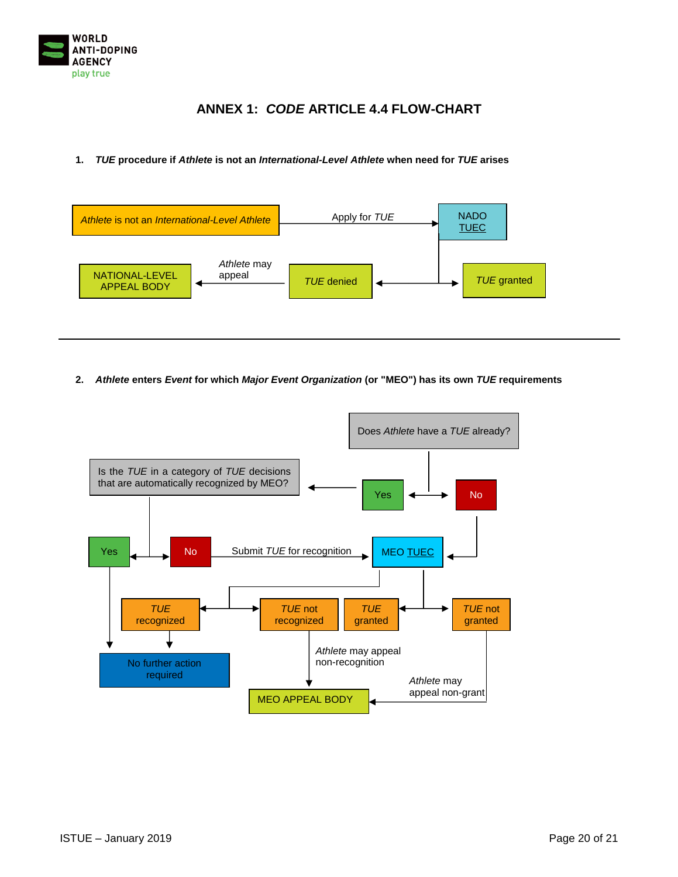# ANNEX 1: *CODE* ARTICLE 4.4 FLOW-CHART

**1. *TUE* procedure if *Athlete* is not an *International-Level Athlete* when need for *TUE* arises**

*Athlete* is not an *International-Level Athlete*

Apply for *TUE*

NADO TUEC

NATIONAL-LEVEL APPEAL BODY

*Athlete* may appeal

*TUE* denied

*TUE* granted

---

**2. *Athlete* enters *Event* for which *Major Event Organization* (or "MEO") has its own *TUE* requirements**

Does *Athlete* have a *TUE* already?

Is the *TUE* in a category of *TUE* decisions that are automatically recognized by MEO?

Yes

No

Yes

No

Submit *TUE* for recognition

MEO TUEC

*TUE* recognized

*TUE* not recognized

*TUE* granted

*TUE* not granted

No further action required

*Athlete* may appeal non-recognition

*Athlete* may appeal non-grant

MEO APPEAL BODY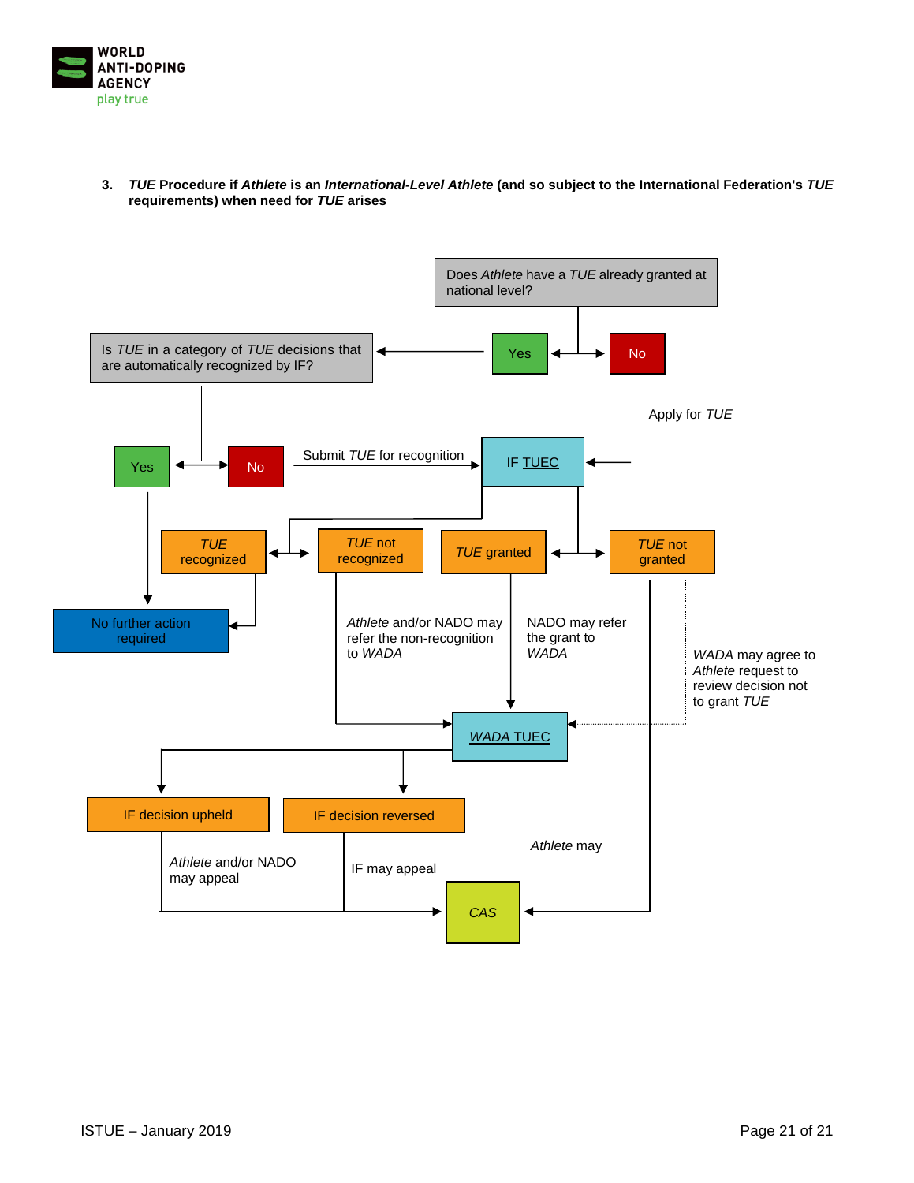3. ***TUE* Procedure if *Athlete* is an *International-Level Athlete* (and so subject to the International Federation's *TUE* requirements) when need for *TUE* arises**

Does *Athlete* have a *TUE* already granted at national level?

Yes

No

Is *TUE* in a category of *TUE* decisions that are automatically recognized by IF?

Apply for *TUE*

Yes

No

Submit *TUE* for recognition

IF TUEC

*TUE* recognized

*TUE* not recognized

*TUE* granted

*TUE* not granted

No further action required

*Athlete* and/or NADO may refer the non-recognition to *WADA*

NADO may refer the grant to *WADA*

*WADA* may agree to *Athlete* request to review decision not to grant *TUE*

*WADA* TUEC

IF decision upheld

IF decision reversed

*Athlete* may

*Athlete* and/or NADO may appeal

IF may appeal

*CAS*